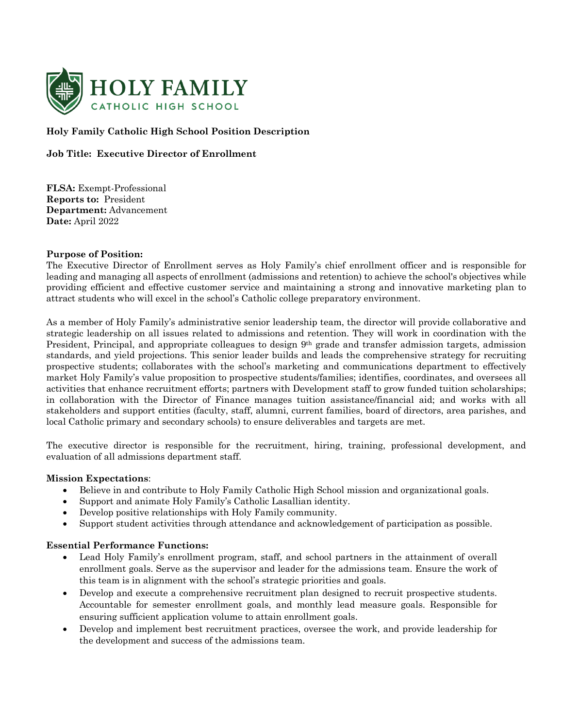HOLY FAMILY
CATHOLIC HIGH SCHOOL

**Holy Family Catholic High School Position Description**

**Job Title: Executive Director of Enrollment**

**FLSA:** Exempt-Professional
**Reports to:** President
**Department:** Advancement
**Date:** April 2022

**Purpose of Position:**
The Executive Director of Enrollment serves as Holy Family's chief enrollment officer and is responsible for leading and managing all aspects of enrollment (admissions and retention) to achieve the school's objectives while providing efficient and effective customer service and maintaining a strong and innovative marketing plan to attract students who will excel in the school's Catholic college preparatory environment.

As a member of Holy Family's administrative senior leadership team, the director will provide collaborative and strategic leadership on all issues related to admissions and retention. They will work in coordination with the President, Principal, and appropriate colleagues to design 9th grade and transfer admission targets, admission standards, and yield projections. This senior leader builds and leads the comprehensive strategy for recruiting prospective students; collaborates with the school's marketing and communications department to effectively market Holy Family's value proposition to prospective students/families; identifies, coordinates, and oversees all activities that enhance recruitment efforts; partners with Development staff to grow funded tuition scholarships; in collaboration with the Director of Finance manages tuition assistance/financial aid; and works with all stakeholders and support entities (faculty, staff, alumni, current families, board of directors, area parishes, and local Catholic primary and secondary schools) to ensure deliverables and targets are met.

The executive director is responsible for the recruitment, hiring, training, professional development, and evaluation of all admissions department staff.

**Mission Expectations**:

- Believe in and contribute to Holy Family Catholic High School mission and organizational goals.
- Support and animate Holy Family's Catholic Lasallian identity.
- Develop positive relationships with Holy Family community.
- Support student activities through attendance and acknowledgement of participation as possible.

**Essential Performance Functions:**

- Lead Holy Family's enrollment program, staff, and school partners in the attainment of overall enrollment goals. Serve as the supervisor and leader for the admissions team. Ensure the work of this team is in alignment with the school's strategic priorities and goals.
- Develop and execute a comprehensive recruitment plan designed to recruit prospective students. Accountable for semester enrollment goals, and monthly lead measure goals. Responsible for ensuring sufficient application volume to attain enrollment goals.
- Develop and implement best recruitment practices, oversee the work, and provide leadership for the development and success of the admissions team.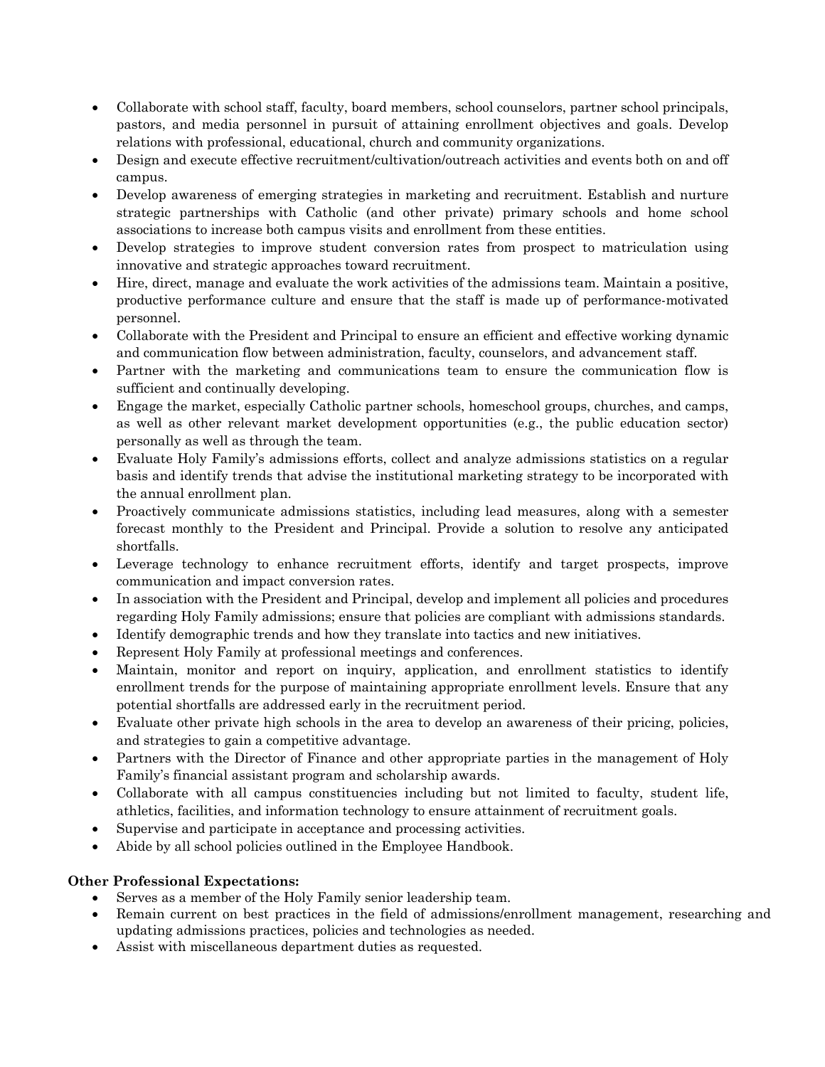- Collaborate with school staff, faculty, board members, school counselors, partner school principals, pastors, and media personnel in pursuit of attaining enrollment objectives and goals. Develop relations with professional, educational, church and community organizations.
- Design and execute effective recruitment/cultivation/outreach activities and events both on and off campus.
- Develop awareness of emerging strategies in marketing and recruitment. Establish and nurture strategic partnerships with Catholic (and other private) primary schools and home school associations to increase both campus visits and enrollment from these entities.
- Develop strategies to improve student conversion rates from prospect to matriculation using innovative and strategic approaches toward recruitment.
- Hire, direct, manage and evaluate the work activities of the admissions team. Maintain a positive, productive performance culture and ensure that the staff is made up of performance-motivated personnel.
- Collaborate with the President and Principal to ensure an efficient and effective working dynamic and communication flow between administration, faculty, counselors, and advancement staff.
- Partner with the marketing and communications team to ensure the communication flow is sufficient and continually developing.
- Engage the market, especially Catholic partner schools, homeschool groups, churches, and camps, as well as other relevant market development opportunities (e.g., the public education sector) personally as well as through the team.
- Evaluate Holy Family's admissions efforts, collect and analyze admissions statistics on a regular basis and identify trends that advise the institutional marketing strategy to be incorporated with the annual enrollment plan.
- Proactively communicate admissions statistics, including lead measures, along with a semester forecast monthly to the President and Principal. Provide a solution to resolve any anticipated shortfalls.
- Leverage technology to enhance recruitment efforts, identify and target prospects, improve communication and impact conversion rates.
- In association with the President and Principal, develop and implement all policies and procedures regarding Holy Family admissions; ensure that policies are compliant with admissions standards.
- Identify demographic trends and how they translate into tactics and new initiatives.
- Represent Holy Family at professional meetings and conferences.
- Maintain, monitor and report on inquiry, application, and enrollment statistics to identify enrollment trends for the purpose of maintaining appropriate enrollment levels. Ensure that any potential shortfalls are addressed early in the recruitment period.
- Evaluate other private high schools in the area to develop an awareness of their pricing, policies, and strategies to gain a competitive advantage.
- Partners with the Director of Finance and other appropriate parties in the management of Holy Family's financial assistant program and scholarship awards.
- Collaborate with all campus constituencies including but not limited to faculty, student life, athletics, facilities, and information technology to ensure attainment of recruitment goals.
- Supervise and participate in acceptance and processing activities.
- Abide by all school policies outlined in the Employee Handbook.

**Other Professional Expectations:**

- Serves as a member of the Holy Family senior leadership team.
- Remain current on best practices in the field of admissions/enrollment management, researching and updating admissions practices, policies and technologies as needed.
- Assist with miscellaneous department duties as requested.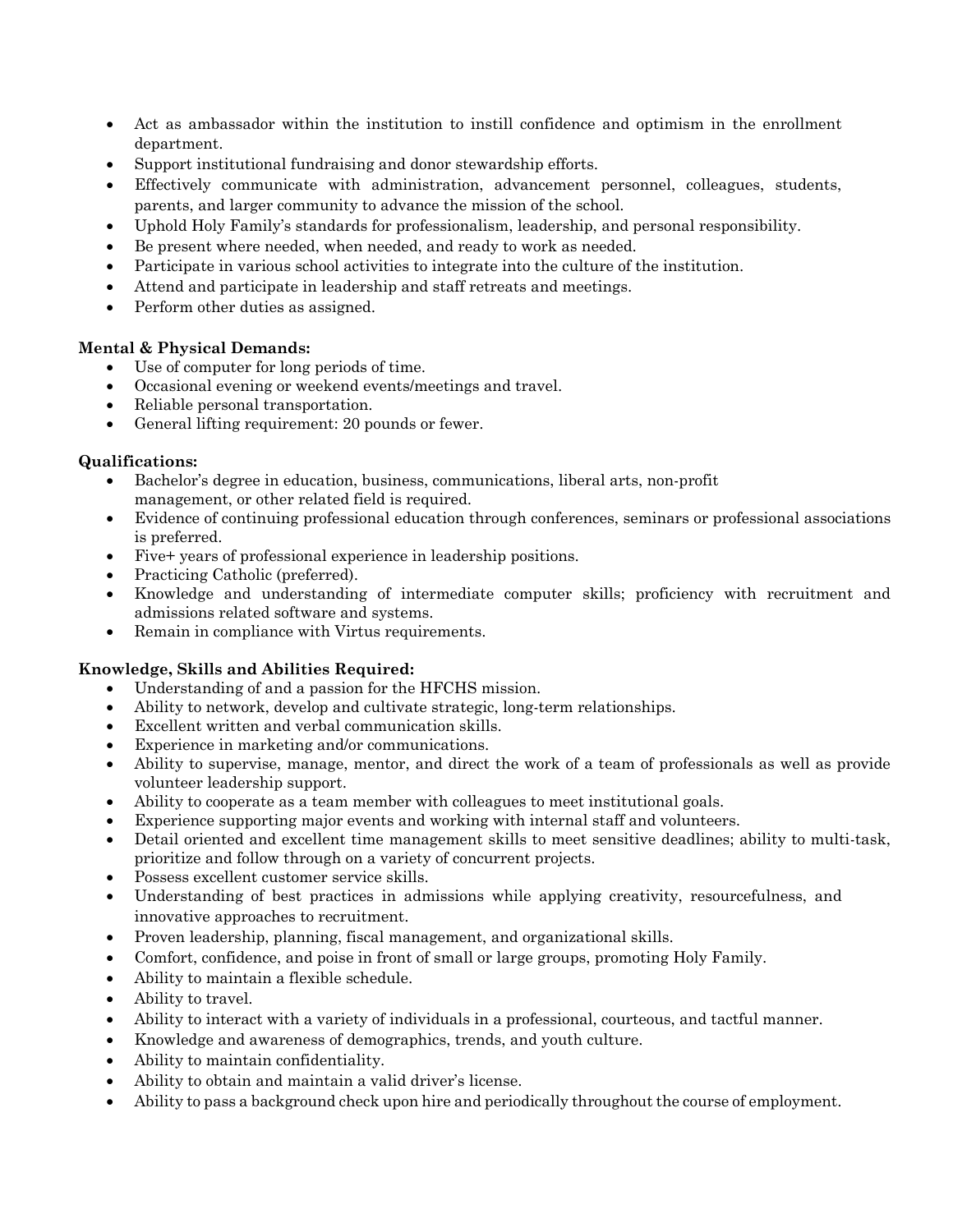- Act as ambassador within the institution to instill confidence and optimism in the enrollment department.
- Support institutional fundraising and donor stewardship efforts.
- Effectively communicate with administration, advancement personnel, colleagues, students, parents, and larger community to advance the mission of the school.
- Uphold Holy Family's standards for professionalism, leadership, and personal responsibility.
- Be present where needed, when needed, and ready to work as needed.
- Participate in various school activities to integrate into the culture of the institution.
- Attend and participate in leadership and staff retreats and meetings.
- Perform other duties as assigned.

**Mental & Physical Demands:**

- Use of computer for long periods of time.
- Occasional evening or weekend events/meetings and travel.
- Reliable personal transportation.
- General lifting requirement: 20 pounds or fewer.

**Qualifications:**

- Bachelor's degree in education, business, communications, liberal arts, non-profit management, or other related field is required.
- Evidence of continuing professional education through conferences, seminars or professional associations is preferred.
- Five+ years of professional experience in leadership positions.
- Practicing Catholic (preferred).
- Knowledge and understanding of intermediate computer skills; proficiency with recruitment and admissions related software and systems.
- Remain in compliance with Virtus requirements.

**Knowledge, Skills and Abilities Required:**

- Understanding of and a passion for the HFCHS mission.
- Ability to network, develop and cultivate strategic, long-term relationships.
- Excellent written and verbal communication skills.
- Experience in marketing and/or communications.
- Ability to supervise, manage, mentor, and direct the work of a team of professionals as well as provide volunteer leadership support.
- Ability to cooperate as a team member with colleagues to meet institutional goals.
- Experience supporting major events and working with internal staff and volunteers.
- Detail oriented and excellent time management skills to meet sensitive deadlines; ability to multi-task, prioritize and follow through on a variety of concurrent projects.
- Possess excellent customer service skills.
- Understanding of best practices in admissions while applying creativity, resourcefulness, and innovative approaches to recruitment.
- Proven leadership, planning, fiscal management, and organizational skills.
- Comfort, confidence, and poise in front of small or large groups, promoting Holy Family.
- Ability to maintain a flexible schedule.
- Ability to travel.
- Ability to interact with a variety of individuals in a professional, courteous, and tactful manner.
- Knowledge and awareness of demographics, trends, and youth culture.
- Ability to maintain confidentiality.
- Ability to obtain and maintain a valid driver's license.
- Ability to pass a background check upon hire and periodically throughout the course of employment.